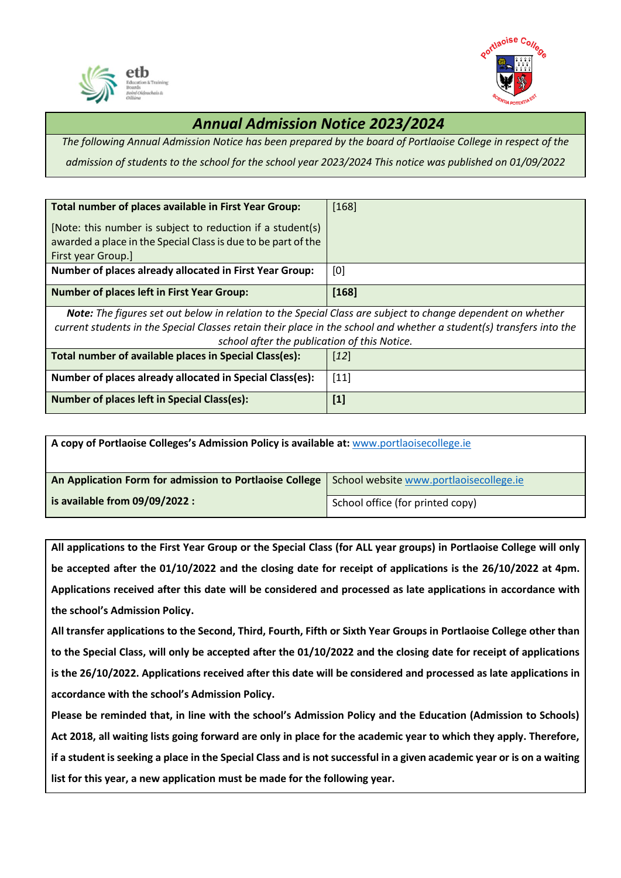# Annual Admission Notice 2023/2024

*The following Annual Admission Notice has been prepared by the board of Portlaoise College in respect of the admission of students to the school for the school year 2023/2024 This notice was published on 01/09/2022*

| | |
|---|---|
| **Total number of places available in First Year Group:** [Note: this number is subject to reduction if a student(s) awarded a place in the Special Class is due to be part of the First year Group.] | [168] |
| **Number of places already allocated in First Year Group:** | [0] |
| **Number of places left in First Year Group:** | **[168]** |
| ***Note:*** *The figures set out below in relation to the Special Class are subject to change dependent on whether current students in the Special Classes retain their place in the school and whether a student(s) transfers into the school after the publication of this Notice.* | |
| **Total number of available places in Special Class(es):** | [*12*] |
| **Number of places already allocated in Special Class(es):** | [11] |
| **Number of places left in Special Class(es):** | **[1]** |

| | |
|---|---|
| **A copy of Portlaoise Colleges's Admission Policy is available at:** [www.portlaoisecollege.ie](http://www.portlaoisecollege.ie) | |
| **An Application Form for admission to Portlaoise College is available from 09/09/2022 :** | School website [www.portlaoisecollege.ie](http://www.portlaoisecollege.ie) |
| | School office (for printed copy) |

**All applications to the First Year Group or the Special Class (for ALL year groups) in Portlaoise College will only be accepted after the 01/10/2022 and the closing date for receipt of applications is the 26/10/2022 at 4pm. Applications received after this date will be considered and processed as late applications in accordance with the school's Admission Policy.**

**All transfer applications to the Second, Third, Fourth, Fifth or Sixth Year Groups in Portlaoise College other than to the Special Class, will only be accepted after the 01/10/2022 and the closing date for receipt of applications is the 26/10/2022. Applications received after this date will be considered and processed as late applications in accordance with the school's Admission Policy.**

**Please be reminded that, in line with the school's Admission Policy and the Education (Admission to Schools) Act 2018, all waiting lists going forward are only in place for the academic year to which they apply. Therefore, if a student is seeking a place in the Special Class and is not successful in a given academic year or is on a waiting list for this year, a new application must be made for the following year.**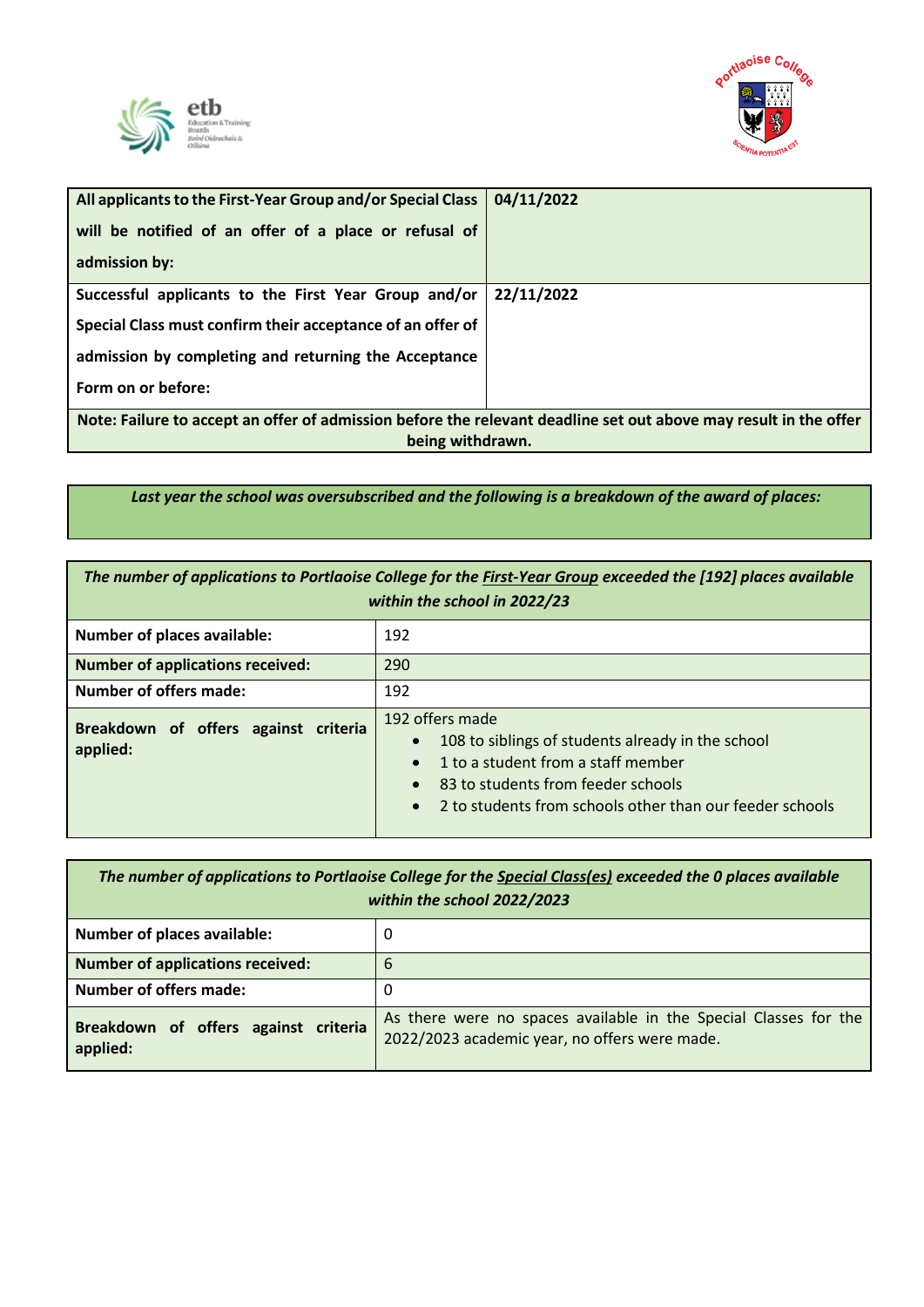| | |
|---|---|
| **All applicants to the First-Year Group and/or Special Class will be notified of an offer of a place or refusal of admission by:** | **04/11/2022** |
| **Successful applicants to the First Year Group and/or Special Class must confirm their acceptance of an offer of admission by completing and returning the Acceptance Form on or before:** | **22/11/2022** |
| **Note: Failure to accept an offer of admission before the relevant deadline set out above may result in the offer being withdrawn.** | |

***Last year the school was oversubscribed and the following is a breakdown of the award of places:***

| ***The number of applications to Portlaoise College for the First-Year Group exceeded the [192] places available within the school in 2022/23*** | |
|---|---|
| **Number of places available:** | 192 |
| **Number of applications received:** | 290 |
| **Number of offers made:** | 192 |
| **Breakdown of offers against criteria applied:** | 192 offers made<br>• 108 to siblings of students already in the school<br>• 1 to a student from a staff member<br>• 83 to students from feeder schools<br>• 2 to students from schools other than our feeder schools |

| ***The number of applications to Portlaoise College for the Special Class(es) exceeded the 0 places available within the school 2022/2023*** | |
|---|---|
| **Number of places available:** | 0 |
| **Number of applications received:** | 6 |
| **Number of offers made:** | 0 |
| **Breakdown of offers against criteria applied:** | As there were no spaces available in the Special Classes for the 2022/2023 academic year, no offers were made. |